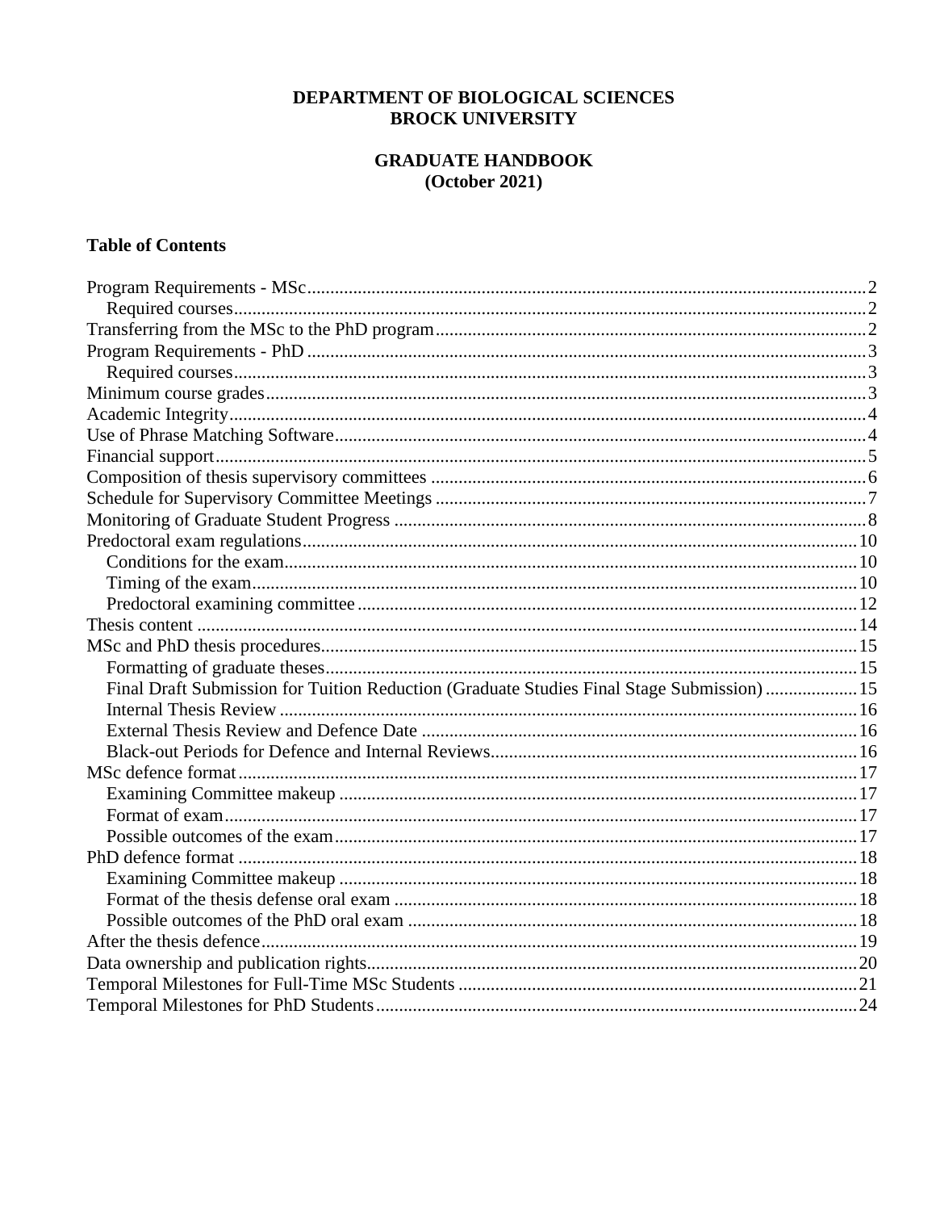# DEPARTMENT OF BIOLOGICAL SCIENCES
# BROCK UNIVERSITY

## GRADUATE HANDBOOK
## (October 2021)

### Table of Contents

- Program Requirements - MSc ........ 2
  - Required courses ........ 2
- Transferring from the MSc to the PhD program ........ 2
- Program Requirements - PhD ........ 3
  - Required courses ........ 3
- Minimum course grades ........ 3
- Academic Integrity ........ 4
- Use of Phrase Matching Software ........ 4
- Financial support ........ 5
- Composition of thesis supervisory committees ........ 6
- Schedule for Supervisory Committee Meetings ........ 7
- Monitoring of Graduate Student Progress ........ 8
- Predoctoral exam regulations ........ 10
  - Conditions for the exam ........ 10
  - Timing of the exam ........ 10
  - Predoctoral examining committee ........ 12
- Thesis content ........ 14
- MSc and PhD thesis procedures ........ 15
  - Formatting of graduate theses ........ 15
  - Final Draft Submission for Tuition Reduction (Graduate Studies Final Stage Submission) ........ 15
  - Internal Thesis Review ........ 16
  - External Thesis Review and Defence Date ........ 16
  - Black-out Periods for Defence and Internal Reviews ........ 16
- MSc defence format ........ 17
  - Examining Committee makeup ........ 17
  - Format of exam ........ 17
  - Possible outcomes of the exam ........ 17
- PhD defence format ........ 18
  - Examining Committee makeup ........ 18
  - Format of the thesis defense oral exam ........ 18
  - Possible outcomes of the PhD oral exam ........ 18
- After the thesis defence ........ 19
- Data ownership and publication rights ........ 20
- Temporal Milestones for Full-Time MSc Students ........ 21
- Temporal Milestones for PhD Students ........ 24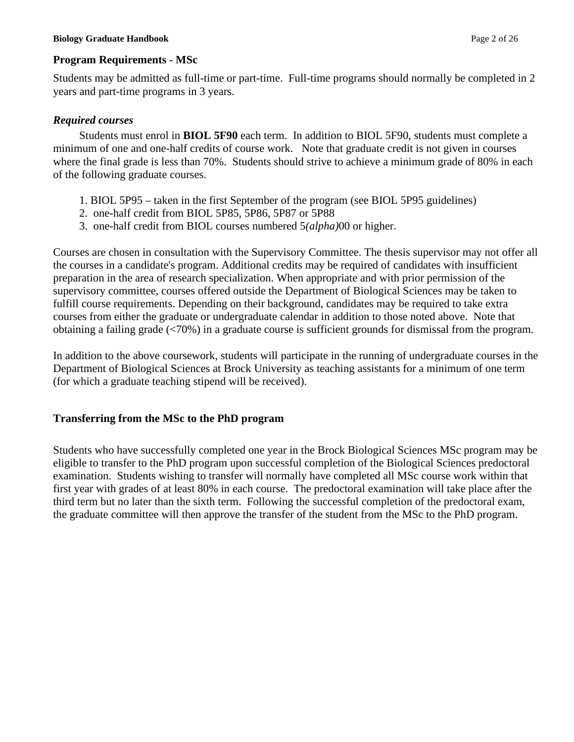## Program Requirements - MSc

Students may be admitted as full-time or part-time. Full-time programs should normally be completed in 2 years and part-time programs in 3 years.

### *Required courses*

Students must enrol in **BIOL 5F90** each term. In addition to BIOL 5F90, students must complete a minimum of one and one-half credits of course work. Note that graduate credit is not given in courses where the final grade is less than 70%. Students should strive to achieve a minimum grade of 80% in each of the following graduate courses.

1. BIOL 5P95 – taken in the first September of the program (see BIOL 5P95 guidelines)
2. one-half credit from BIOL 5P85, 5P86, 5P87 or 5P88
3. one-half credit from BIOL courses numbered 5*(alpha)*00 or higher.

Courses are chosen in consultation with the Supervisory Committee. The thesis supervisor may not offer all the courses in a candidate's program. Additional credits may be required of candidates with insufficient preparation in the area of research specialization. When appropriate and with prior permission of the supervisory committee, courses offered outside the Department of Biological Sciences may be taken to fulfill course requirements. Depending on their background, candidates may be required to take extra courses from either the graduate or undergraduate calendar in addition to those noted above. Note that obtaining a failing grade (<70%) in a graduate course is sufficient grounds for dismissal from the program.

In addition to the above coursework, students will participate in the running of undergraduate courses in the Department of Biological Sciences at Brock University as teaching assistants for a minimum of one term (for which a graduate teaching stipend will be received).

## Transferring from the MSc to the PhD program

Students who have successfully completed one year in the Brock Biological Sciences MSc program may be eligible to transfer to the PhD program upon successful completion of the Biological Sciences predoctoral examination. Students wishing to transfer will normally have completed all MSc course work within that first year with grades of at least 80% in each course. The predoctoral examination will take place after the third term but no later than the sixth term. Following the successful completion of the predoctoral exam, the graduate committee will then approve the transfer of the student from the MSc to the PhD program.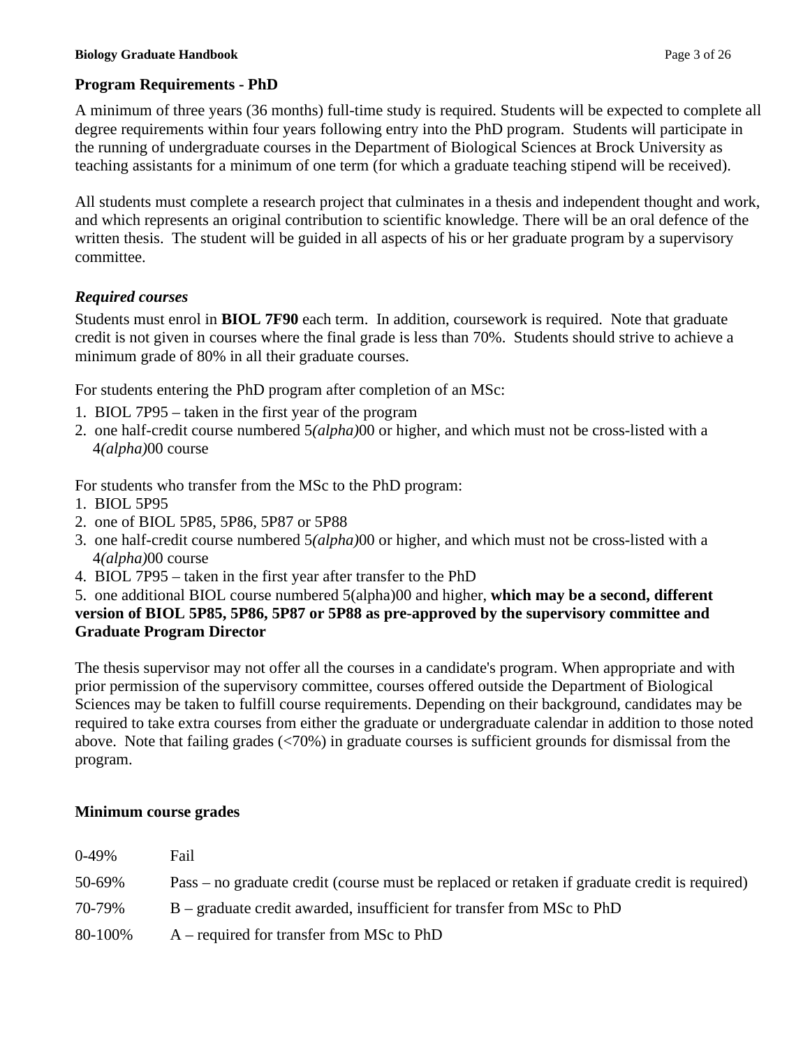## Program Requirements - PhD

A minimum of three years (36 months) full-time study is required. Students will be expected to complete all degree requirements within four years following entry into the PhD program. Students will participate in the running of undergraduate courses in the Department of Biological Sciences at Brock University as teaching assistants for a minimum of one term (for which a graduate teaching stipend will be received).

All students must complete a research project that culminates in a thesis and independent thought and work, and which represents an original contribution to scientific knowledge. There will be an oral defence of the written thesis. The student will be guided in all aspects of his or her graduate program by a supervisory committee.

### *Required courses*

Students must enrol in **BIOL 7F90** each term. In addition, coursework is required. Note that graduate credit is not given in courses where the final grade is less than 70%. Students should strive to achieve a minimum grade of 80% in all their graduate courses.

For students entering the PhD program after completion of an MSc:

1. BIOL 7P95 – taken in the first year of the program
2. one half-credit course numbered 5*(alpha)*00 or higher, and which must not be cross-listed with a 4*(alpha)*00 course

For students who transfer from the MSc to the PhD program:

1. BIOL 5P95
2. one of BIOL 5P85, 5P86, 5P87 or 5P88
3. one half-credit course numbered 5*(alpha)*00 or higher, and which must not be cross-listed with a 4*(alpha)*00 course
4. BIOL 7P95 – taken in the first year after transfer to the PhD
5. one additional BIOL course numbered 5(alpha)00 and higher, **which may be a second, different version of BIOL 5P85, 5P86, 5P87 or 5P88 as pre-approved by the supervisory committee and Graduate Program Director**

The thesis supervisor may not offer all the courses in a candidate's program. When appropriate and with prior permission of the supervisory committee, courses offered outside the Department of Biological Sciences may be taken to fulfill course requirements. Depending on their background, candidates may be required to take extra courses from either the graduate or undergraduate calendar in addition to those noted above. Note that failing grades (<70%) in graduate courses is sufficient grounds for dismissal from the program.

### Minimum course grades

| Grade | Description |
| --- | --- |
| 0-49% | Fail |
| 50-69% | Pass – no graduate credit (course must be replaced or retaken if graduate credit is required) |
| 70-79% | B – graduate credit awarded, insufficient for transfer from MSc to PhD |
| 80-100% | A – required for transfer from MSc to PhD |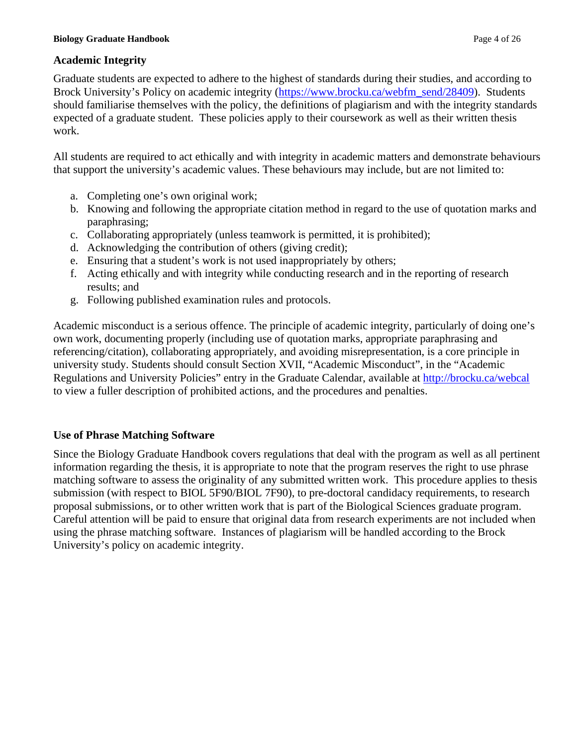## Academic Integrity

Graduate students are expected to adhere to the highest of standards during their studies, and according to Brock University's Policy on academic integrity (https://www.brocku.ca/webfm_send/28409). Students should familiarise themselves with the policy, the definitions of plagiarism and with the integrity standards expected of a graduate student. These policies apply to their coursework as well as their written thesis work.

All students are required to act ethically and with integrity in academic matters and demonstrate behaviours that support the university's academic values. These behaviours may include, but are not limited to:

a. Completing one's own original work;
b. Knowing and following the appropriate citation method in regard to the use of quotation marks and paraphrasing;
c. Collaborating appropriately (unless teamwork is permitted, it is prohibited);
d. Acknowledging the contribution of others (giving credit);
e. Ensuring that a student's work is not used inappropriately by others;
f. Acting ethically and with integrity while conducting research and in the reporting of research results; and
g. Following published examination rules and protocols.

Academic misconduct is a serious offence. The principle of academic integrity, particularly of doing one's own work, documenting properly (including use of quotation marks, appropriate paraphrasing and referencing/citation), collaborating appropriately, and avoiding misrepresentation, is a core principle in university study. Students should consult Section XVII, "Academic Misconduct", in the "Academic Regulations and University Policies" entry in the Graduate Calendar, available at http://brocku.ca/webcal to view a fuller description of prohibited actions, and the procedures and penalties.

## Use of Phrase Matching Software

Since the Biology Graduate Handbook covers regulations that deal with the program as well as all pertinent information regarding the thesis, it is appropriate to note that the program reserves the right to use phrase matching software to assess the originality of any submitted written work. This procedure applies to thesis submission (with respect to BIOL 5F90/BIOL 7F90), to pre-doctoral candidacy requirements, to research proposal submissions, or to other written work that is part of the Biological Sciences graduate program. Careful attention will be paid to ensure that original data from research experiments are not included when using the phrase matching software. Instances of plagiarism will be handled according to the Brock University's policy on academic integrity.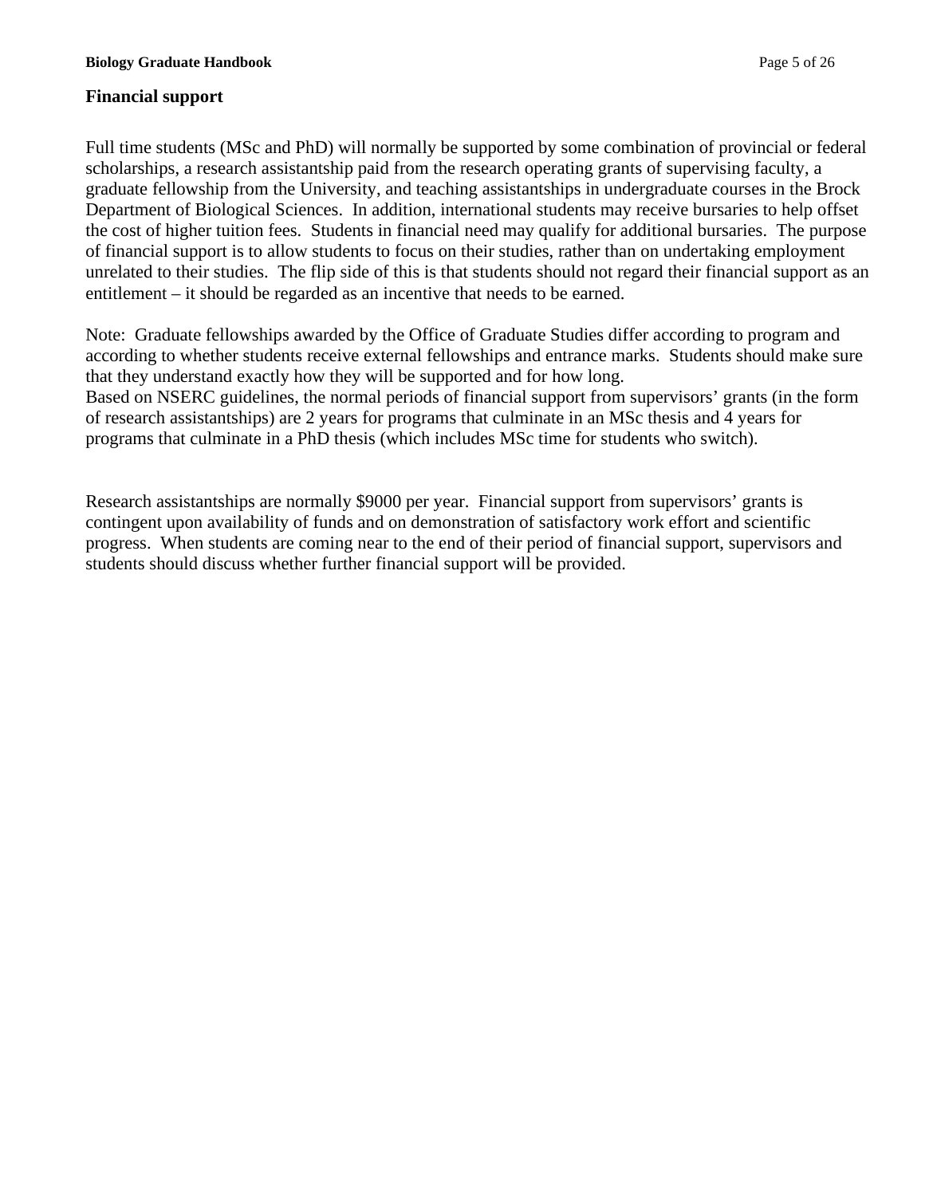## Financial support

Full time students (MSc and PhD) will normally be supported by some combination of provincial or federal scholarships, a research assistantship paid from the research operating grants of supervising faculty, a graduate fellowship from the University, and teaching assistantships in undergraduate courses in the Brock Department of Biological Sciences.  In addition, international students may receive bursaries to help offset the cost of higher tuition fees.  Students in financial need may qualify for additional bursaries.  The purpose of financial support is to allow students to focus on their studies, rather than on undertaking employment unrelated to their studies.  The flip side of this is that students should not regard their financial support as an entitlement – it should be regarded as an incentive that needs to be earned.

Note:  Graduate fellowships awarded by the Office of Graduate Studies differ according to program and according to whether students receive external fellowships and entrance marks.  Students should make sure that they understand exactly how they will be supported and for how long.
Based on NSERC guidelines, the normal periods of financial support from supervisors' grants (in the form of research assistantships) are 2 years for programs that culminate in an MSc thesis and 4 years for programs that culminate in a PhD thesis (which includes MSc time for students who switch).

Research assistantships are normally $9000 per year.  Financial support from supervisors' grants is contingent upon availability of funds and on demonstration of satisfactory work effort and scientific progress.  When students are coming near to the end of their period of financial support, supervisors and students should discuss whether further financial support will be provided.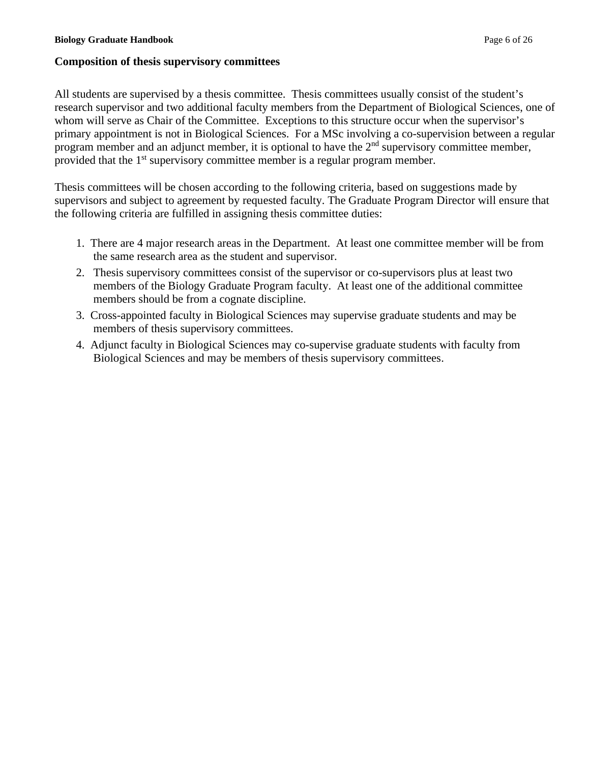### Composition of thesis supervisory committees

All students are supervised by a thesis committee. Thesis committees usually consist of the student's research supervisor and two additional faculty members from the Department of Biological Sciences, one of whom will serve as Chair of the Committee. Exceptions to this structure occur when the supervisor's primary appointment is not in Biological Sciences. For a MSc involving a co-supervision between a regular program member and an adjunct member, it is optional to have the 2nd supervisory committee member, provided that the 1st supervisory committee member is a regular program member.

Thesis committees will be chosen according to the following criteria, based on suggestions made by supervisors and subject to agreement by requested faculty. The Graduate Program Director will ensure that the following criteria are fulfilled in assigning thesis committee duties:

1. There are 4 major research areas in the Department. At least one committee member will be from the same research area as the student and supervisor.
2. Thesis supervisory committees consist of the supervisor or co-supervisors plus at least two members of the Biology Graduate Program faculty. At least one of the additional committee members should be from a cognate discipline.
3. Cross-appointed faculty in Biological Sciences may supervise graduate students and may be members of thesis supervisory committees.
4. Adjunct faculty in Biological Sciences may co-supervise graduate students with faculty from Biological Sciences and may be members of thesis supervisory committees.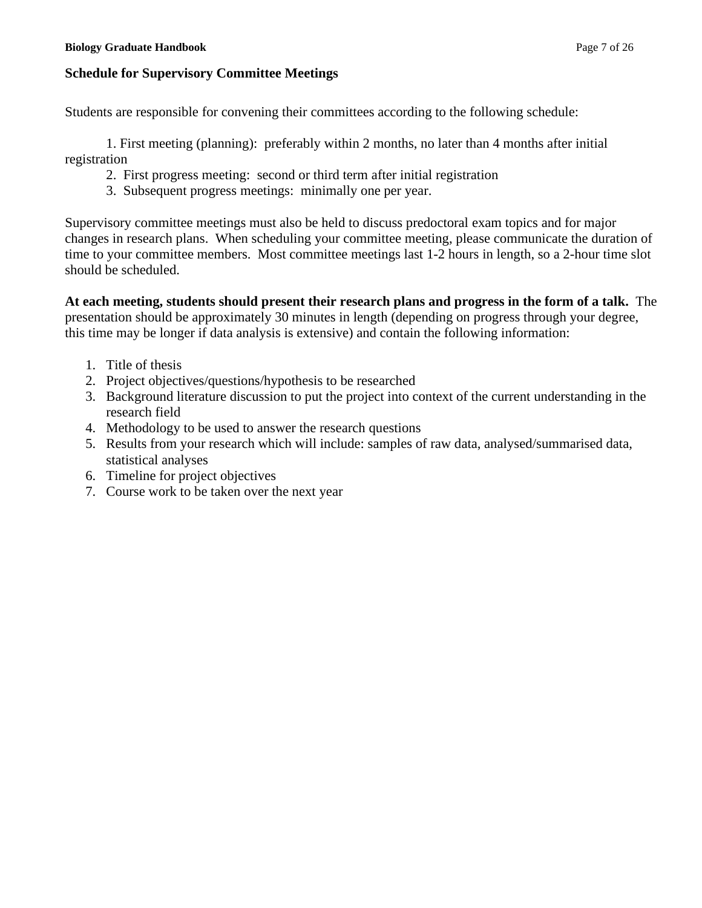## Schedule for Supervisory Committee Meetings

Students are responsible for convening their committees according to the following schedule:

1. First meeting (planning): preferably within 2 months, no later than 4 months after initial registration
2. First progress meeting: second or third term after initial registration
3. Subsequent progress meetings: minimally one per year.

Supervisory committee meetings must also be held to discuss predoctoral exam topics and for major changes in research plans. When scheduling your committee meeting, please communicate the duration of time to your committee members. Most committee meetings last 1-2 hours in length, so a 2-hour time slot should be scheduled.

**At each meeting, students should present their research plans and progress in the form of a talk.** The presentation should be approximately 30 minutes in length (depending on progress through your degree, this time may be longer if data analysis is extensive) and contain the following information:

1. Title of thesis
2. Project objectives/questions/hypothesis to be researched
3. Background literature discussion to put the project into context of the current understanding in the research field
4. Methodology to be used to answer the research questions
5. Results from your research which will include: samples of raw data, analysed/summarised data, statistical analyses
6. Timeline for project objectives
7. Course work to be taken over the next year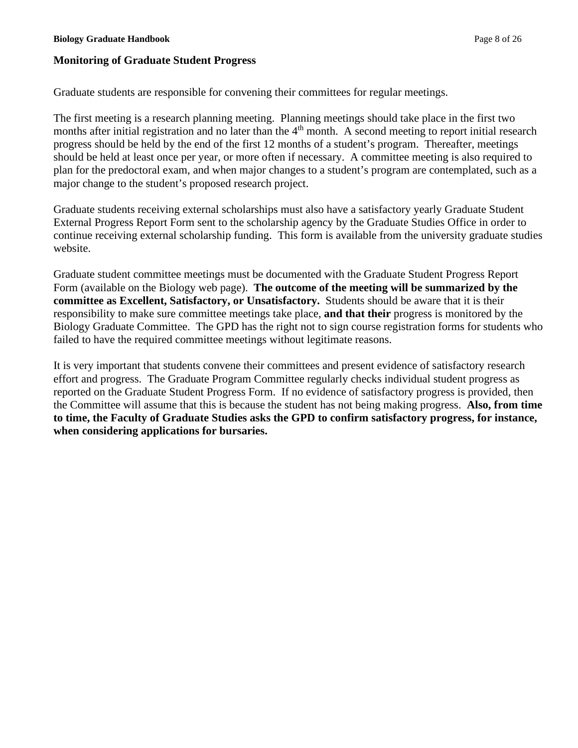## Monitoring of Graduate Student Progress

Graduate students are responsible for convening their committees for regular meetings.

The first meeting is a research planning meeting. Planning meetings should take place in the first two months after initial registration and no later than the 4th month. A second meeting to report initial research progress should be held by the end of the first 12 months of a student's program. Thereafter, meetings should be held at least once per year, or more often if necessary. A committee meeting is also required to plan for the predoctoral exam, and when major changes to a student's program are contemplated, such as a major change to the student's proposed research project.

Graduate students receiving external scholarships must also have a satisfactory yearly Graduate Student External Progress Report Form sent to the scholarship agency by the Graduate Studies Office in order to continue receiving external scholarship funding. This form is available from the university graduate studies website.

Graduate student committee meetings must be documented with the Graduate Student Progress Report Form (available on the Biology web page). **The outcome of the meeting will be summarized by the committee as Excellent, Satisfactory, or Unsatisfactory.** Students should be aware that it is their responsibility to make sure committee meetings take place, **and that their** progress is monitored by the Biology Graduate Committee. The GPD has the right not to sign course registration forms for students who failed to have the required committee meetings without legitimate reasons.

It is very important that students convene their committees and present evidence of satisfactory research effort and progress. The Graduate Program Committee regularly checks individual student progress as reported on the Graduate Student Progress Form. If no evidence of satisfactory progress is provided, then the Committee will assume that this is because the student has not being making progress. **Also, from time to time, the Faculty of Graduate Studies asks the GPD to confirm satisfactory progress, for instance, when considering applications for bursaries.**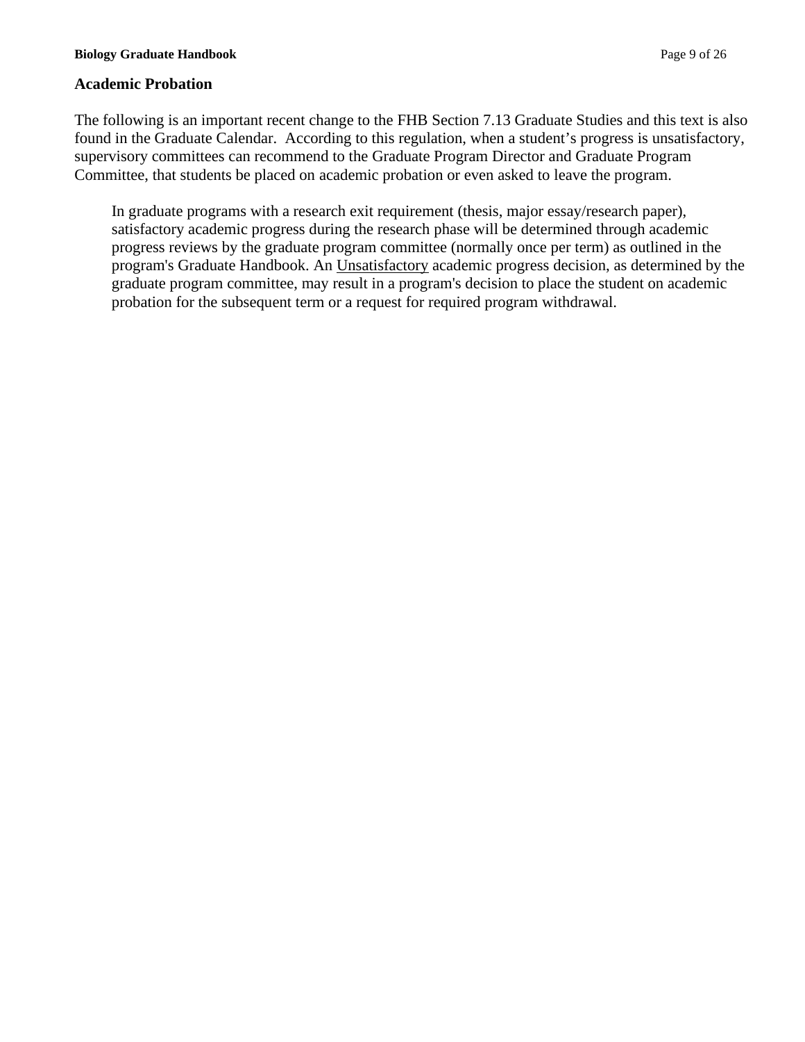## Academic Probation

The following is an important recent change to the FHB Section 7.13 Graduate Studies and this text is also found in the Graduate Calendar. According to this regulation, when a student's progress is unsatisfactory, supervisory committees can recommend to the Graduate Program Director and Graduate Program Committee, that students be placed on academic probation or even asked to leave the program.

> In graduate programs with a research exit requirement (thesis, major essay/research paper), satisfactory academic progress during the research phase will be determined through academic progress reviews by the graduate program committee (normally once per term) as outlined in the program's Graduate Handbook. An Unsatisfactory academic progress decision, as determined by the graduate program committee, may result in a program's decision to place the student on academic probation for the subsequent term or a request for required program withdrawal.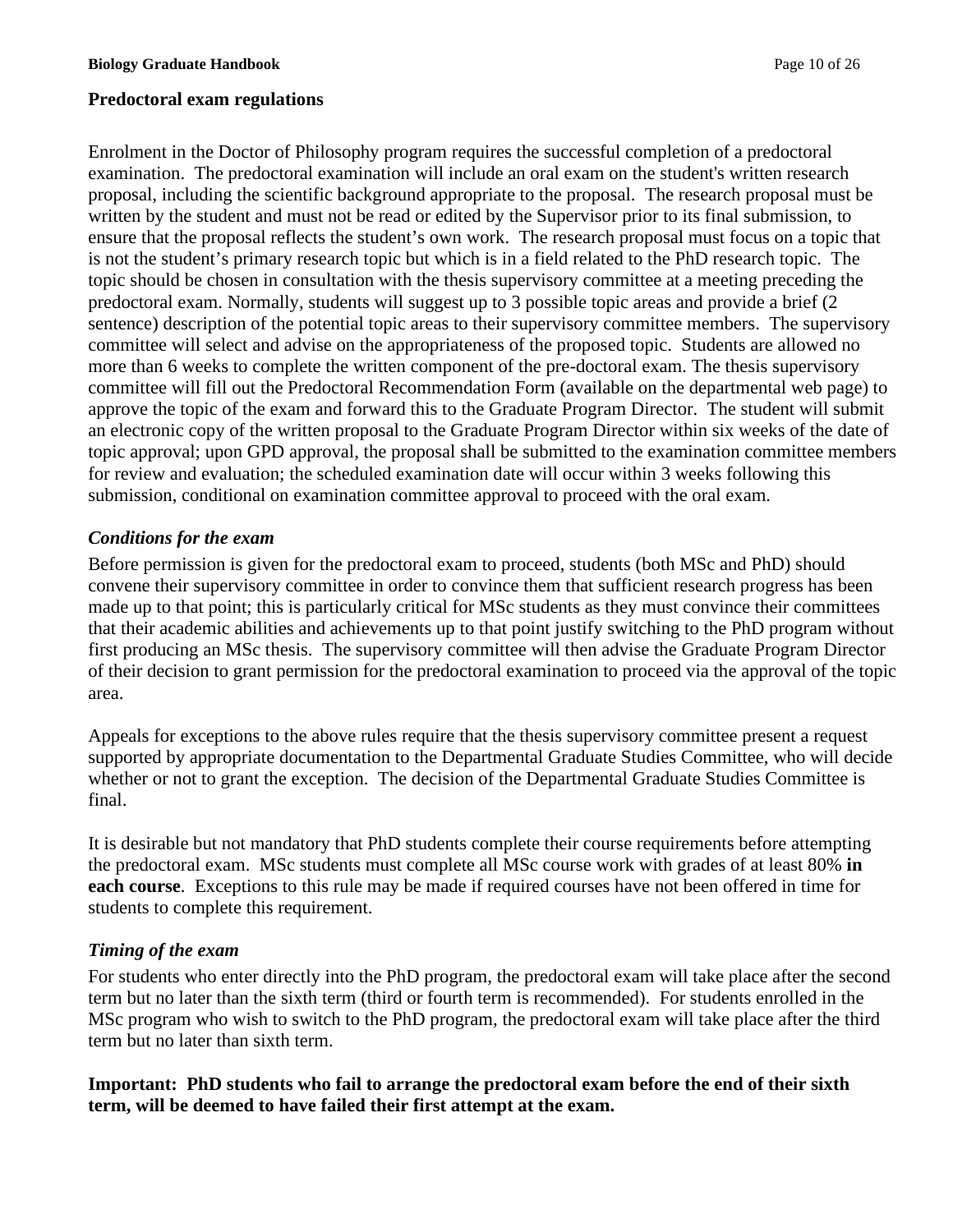## Predoctoral exam regulations

Enrolment in the Doctor of Philosophy program requires the successful completion of a predoctoral examination. The predoctoral examination will include an oral exam on the student's written research proposal, including the scientific background appropriate to the proposal. The research proposal must be written by the student and must not be read or edited by the Supervisor prior to its final submission, to ensure that the proposal reflects the student's own work. The research proposal must focus on a topic that is not the student's primary research topic but which is in a field related to the PhD research topic. The topic should be chosen in consultation with the thesis supervisory committee at a meeting preceding the predoctoral exam. Normally, students will suggest up to 3 possible topic areas and provide a brief (2 sentence) description of the potential topic areas to their supervisory committee members. The supervisory committee will select and advise on the appropriateness of the proposed topic. Students are allowed no more than 6 weeks to complete the written component of the pre-doctoral exam. The thesis supervisory committee will fill out the Predoctoral Recommendation Form (available on the departmental web page) to approve the topic of the exam and forward this to the Graduate Program Director. The student will submit an electronic copy of the written proposal to the Graduate Program Director within six weeks of the date of topic approval; upon GPD approval, the proposal shall be submitted to the examination committee members for review and evaluation; the scheduled examination date will occur within 3 weeks following this submission, conditional on examination committee approval to proceed with the oral exam.

### *Conditions for the exam*

Before permission is given for the predoctoral exam to proceed, students (both MSc and PhD) should convene their supervisory committee in order to convince them that sufficient research progress has been made up to that point; this is particularly critical for MSc students as they must convince their committees that their academic abilities and achievements up to that point justify switching to the PhD program without first producing an MSc thesis. The supervisory committee will then advise the Graduate Program Director of their decision to grant permission for the predoctoral examination to proceed via the approval of the topic area.

Appeals for exceptions to the above rules require that the thesis supervisory committee present a request supported by appropriate documentation to the Departmental Graduate Studies Committee, who will decide whether or not to grant the exception. The decision of the Departmental Graduate Studies Committee is final.

It is desirable but not mandatory that PhD students complete their course requirements before attempting the predoctoral exam. MSc students must complete all MSc course work with grades of at least 80% **in each course**. Exceptions to this rule may be made if required courses have not been offered in time for students to complete this requirement.

### *Timing of the exam*

For students who enter directly into the PhD program, the predoctoral exam will take place after the second term but no later than the sixth term (third or fourth term is recommended). For students enrolled in the MSc program who wish to switch to the PhD program, the predoctoral exam will take place after the third term but no later than sixth term.

**Important: PhD students who fail to arrange the predoctoral exam before the end of their sixth term, will be deemed to have failed their first attempt at the exam.**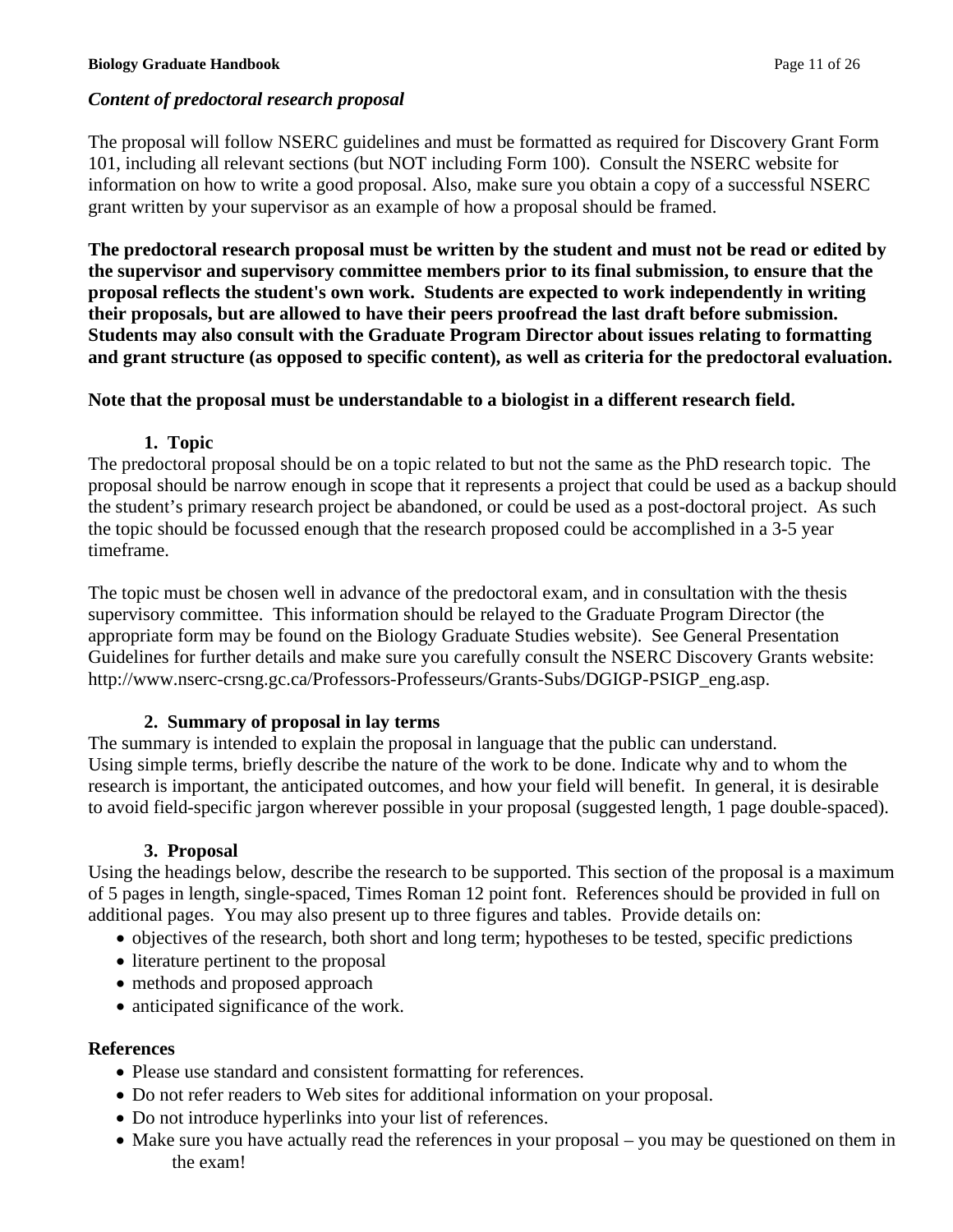### *Content of predoctoral research proposal*

The proposal will follow NSERC guidelines and must be formatted as required for Discovery Grant Form 101, including all relevant sections (but NOT including Form 100). Consult the NSERC website for information on how to write a good proposal. Also, make sure you obtain a copy of a successful NSERC grant written by your supervisor as an example of how a proposal should be framed.

**The predoctoral research proposal must be written by the student and must not be read or edited by the supervisor and supervisory committee members prior to its final submission, to ensure that the proposal reflects the student's own work. Students are expected to work independently in writing their proposals, but are allowed to have their peers proofread the last draft before submission. Students may also consult with the Graduate Program Director about issues relating to formatting and grant structure (as opposed to specific content), as well as criteria for the predoctoral evaluation.**

**Note that the proposal must be understandable to a biologist in a different research field.**

#### 1. Topic

The predoctoral proposal should be on a topic related to but not the same as the PhD research topic. The proposal should be narrow enough in scope that it represents a project that could be used as a backup should the student's primary research project be abandoned, or could be used as a post-doctoral project. As such the topic should be focussed enough that the research proposed could be accomplished in a 3-5 year timeframe.

The topic must be chosen well in advance of the predoctoral exam, and in consultation with the thesis supervisory committee. This information should be relayed to the Graduate Program Director (the appropriate form may be found on the Biology Graduate Studies website). See General Presentation Guidelines for further details and make sure you carefully consult the NSERC Discovery Grants website: http://www.nserc-crsng.gc.ca/Professors-Professeurs/Grants-Subs/DGIGP-PSIGP_eng.asp.

#### 2. Summary of proposal in lay terms

The summary is intended to explain the proposal in language that the public can understand. Using simple terms, briefly describe the nature of the work to be done. Indicate why and to whom the research is important, the anticipated outcomes, and how your field will benefit. In general, it is desirable to avoid field-specific jargon wherever possible in your proposal (suggested length, 1 page double-spaced).

#### 3. Proposal

Using the headings below, describe the research to be supported. This section of the proposal is a maximum of 5 pages in length, single-spaced, Times Roman 12 point font. References should be provided in full on additional pages. You may also present up to three figures and tables. Provide details on:

- objectives of the research, both short and long term; hypotheses to be tested, specific predictions
- literature pertinent to the proposal
- methods and proposed approach
- anticipated significance of the work.

#### References

- Please use standard and consistent formatting for references.
- Do not refer readers to Web sites for additional information on your proposal.
- Do not introduce hyperlinks into your list of references.
- Make sure you have actually read the references in your proposal – you may be questioned on them in the exam!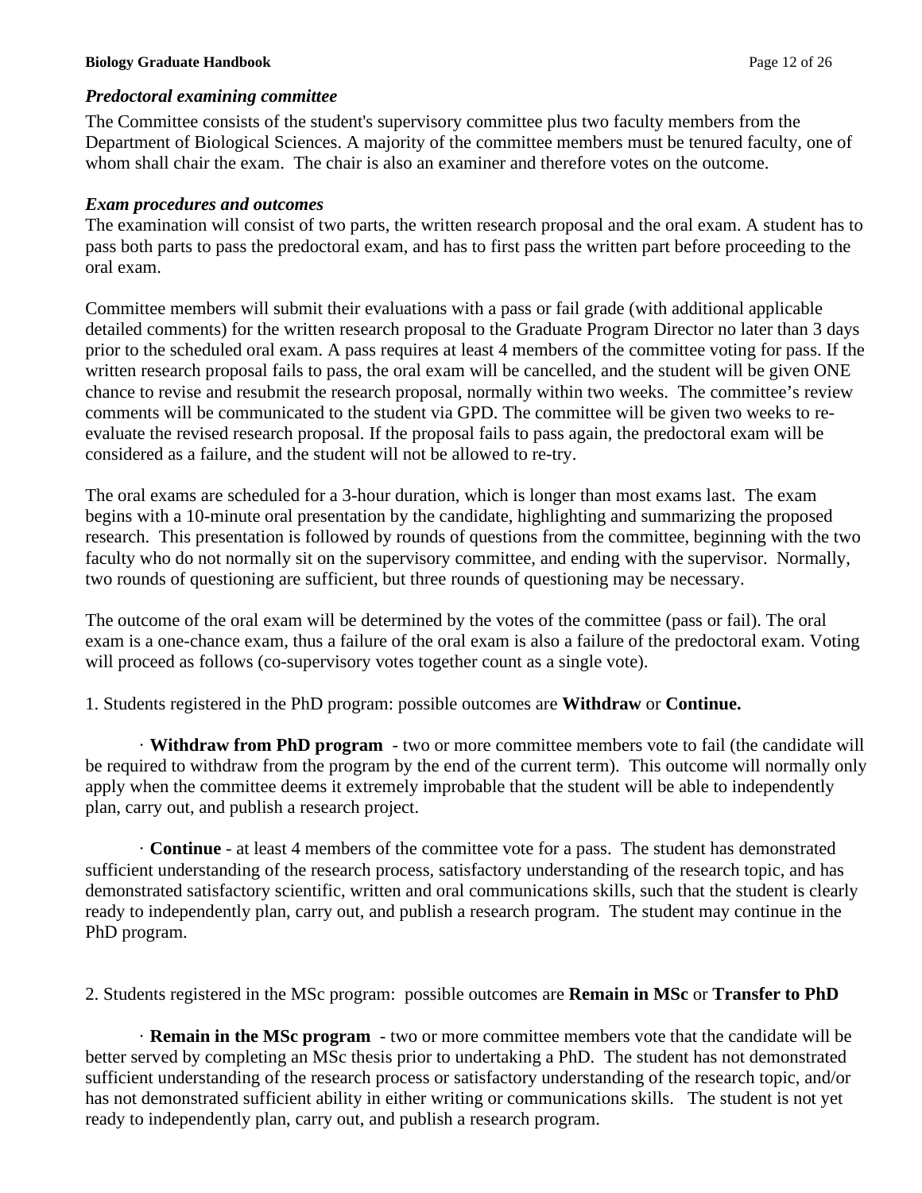### *Predoctoral examining committee*

The Committee consists of the student's supervisory committee plus two faculty members from the Department of Biological Sciences. A majority of the committee members must be tenured faculty, one of whom shall chair the exam. The chair is also an examiner and therefore votes on the outcome.

### *Exam procedures and outcomes*

The examination will consist of two parts, the written research proposal and the oral exam. A student has to pass both parts to pass the predoctoral exam, and has to first pass the written part before proceeding to the oral exam.

Committee members will submit their evaluations with a pass or fail grade (with additional applicable detailed comments) for the written research proposal to the Graduate Program Director no later than 3 days prior to the scheduled oral exam. A pass requires at least 4 members of the committee voting for pass. If the written research proposal fails to pass, the oral exam will be cancelled, and the student will be given ONE chance to revise and resubmit the research proposal, normally within two weeks. The committee's review comments will be communicated to the student via GPD. The committee will be given two weeks to re-evaluate the revised research proposal. If the proposal fails to pass again, the predoctoral exam will be considered as a failure, and the student will not be allowed to re-try.

The oral exams are scheduled for a 3-hour duration, which is longer than most exams last. The exam begins with a 10-minute oral presentation by the candidate, highlighting and summarizing the proposed research. This presentation is followed by rounds of questions from the committee, beginning with the two faculty who do not normally sit on the supervisory committee, and ending with the supervisor. Normally, two rounds of questioning are sufficient, but three rounds of questioning may be necessary.

The outcome of the oral exam will be determined by the votes of the committee (pass or fail). The oral exam is a one-chance exam, thus a failure of the oral exam is also a failure of the predoctoral exam. Voting will proceed as follows (co-supervisory votes together count as a single vote).

1. Students registered in the PhD program: possible outcomes are **Withdraw** or **Continue.**

- **Withdraw from PhD program** - two or more committee members vote to fail (the candidate will be required to withdraw from the program by the end of the current term). This outcome will normally only apply when the committee deems it extremely improbable that the student will be able to independently plan, carry out, and publish a research project.

- **Continue** - at least 4 members of the committee vote for a pass. The student has demonstrated sufficient understanding of the research process, satisfactory understanding of the research topic, and has demonstrated satisfactory scientific, written and oral communications skills, such that the student is clearly ready to independently plan, carry out, and publish a research program. The student may continue in the PhD program.

2. Students registered in the MSc program: possible outcomes are **Remain in MSc** or **Transfer to PhD**

- **Remain in the MSc program** - two or more committee members vote that the candidate will be better served by completing an MSc thesis prior to undertaking a PhD. The student has not demonstrated sufficient understanding of the research process or satisfactory understanding of the research topic, and/or has not demonstrated sufficient ability in either writing or communications skills. The student is not yet ready to independently plan, carry out, and publish a research program.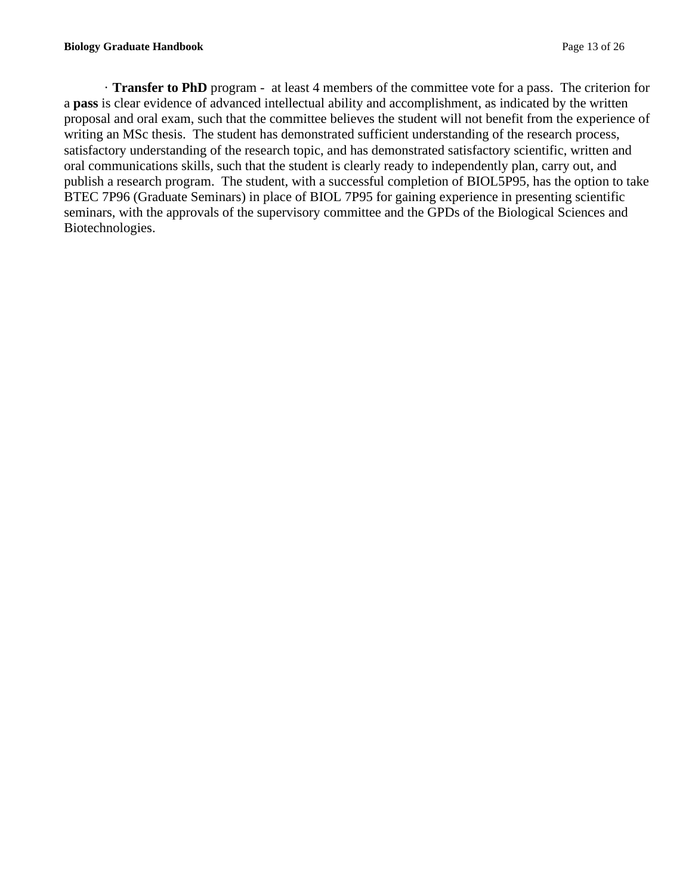- **Transfer to PhD** program - at least 4 members of the committee vote for a pass. The criterion for a **pass** is clear evidence of advanced intellectual ability and accomplishment, as indicated by the written proposal and oral exam, such that the committee believes the student will not benefit from the experience of writing an MSc thesis. The student has demonstrated sufficient understanding of the research process, satisfactory understanding of the research topic, and has demonstrated satisfactory scientific, written and oral communications skills, such that the student is clearly ready to independently plan, carry out, and publish a research program. The student, with a successful completion of BIOL5P95, has the option to take BTEC 7P96 (Graduate Seminars) in place of BIOL 7P95 for gaining experience in presenting scientific seminars, with the approvals of the supervisory committee and the GPDs of the Biological Sciences and Biotechnologies.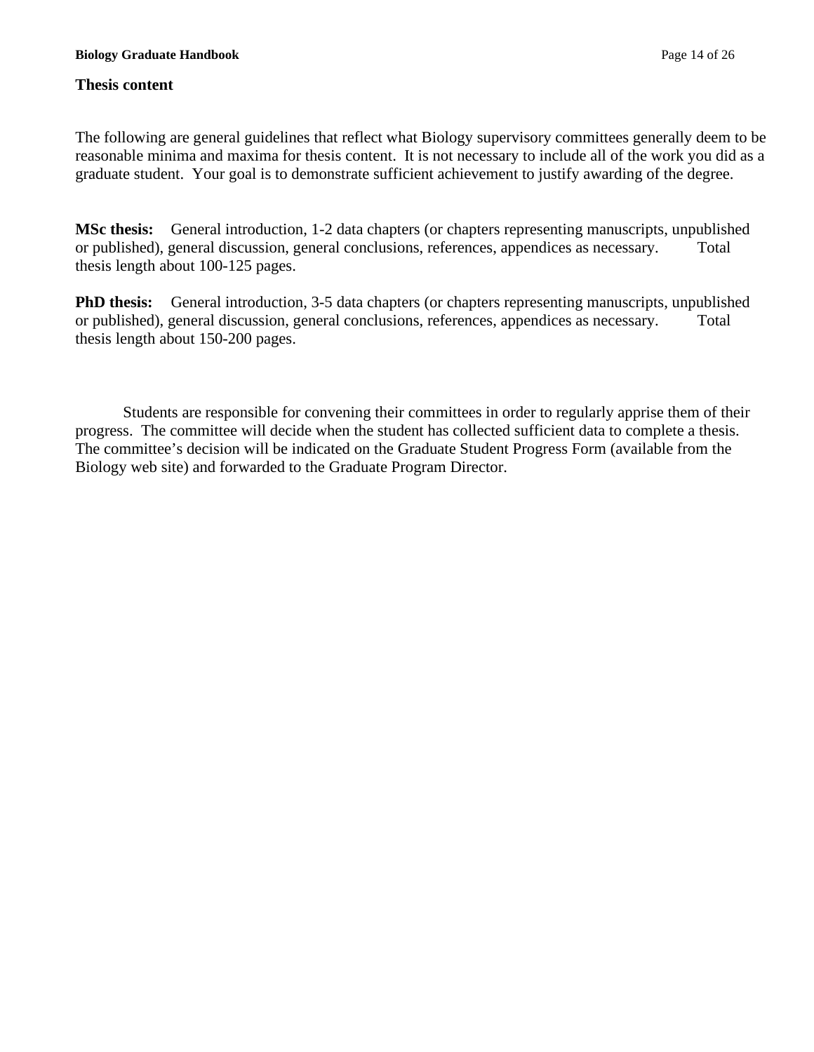## Thesis content

The following are general guidelines that reflect what Biology supervisory committees generally deem to be reasonable minima and maxima for thesis content. It is not necessary to include all of the work you did as a graduate student. Your goal is to demonstrate sufficient achievement to justify awarding of the degree.

**MSc thesis:** General introduction, 1-2 data chapters (or chapters representing manuscripts, unpublished or published), general discussion, general conclusions, references, appendices as necessary. Total thesis length about 100-125 pages.

**PhD thesis:** General introduction, 3-5 data chapters (or chapters representing manuscripts, unpublished or published), general discussion, general conclusions, references, appendices as necessary. Total thesis length about 150-200 pages.

Students are responsible for convening their committees in order to regularly apprise them of their progress. The committee will decide when the student has collected sufficient data to complete a thesis. The committee's decision will be indicated on the Graduate Student Progress Form (available from the Biology web site) and forwarded to the Graduate Program Director.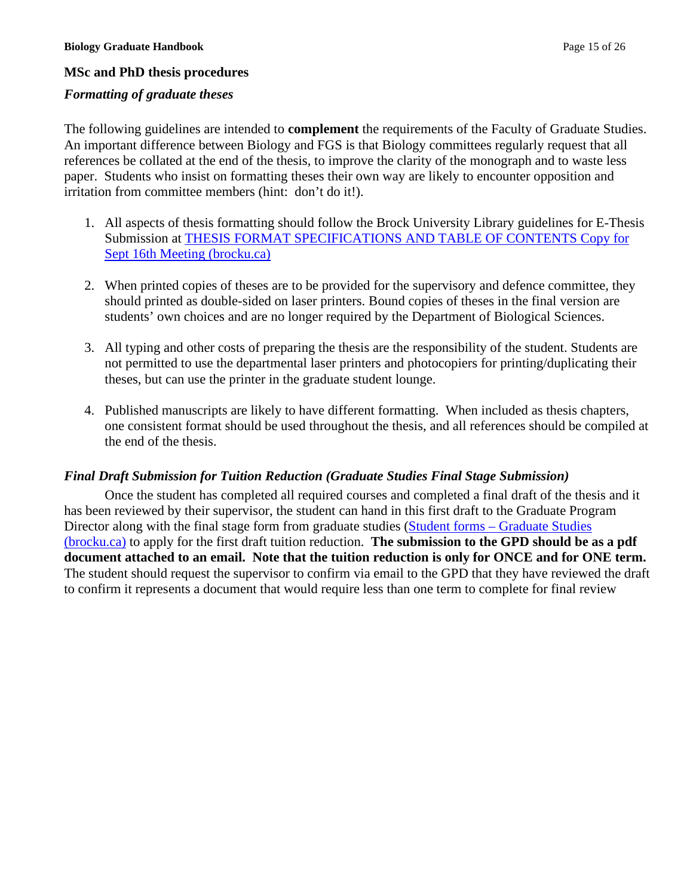## MSc and PhD thesis procedures

### *Formatting of graduate theses*

The following guidelines are intended to **complement** the requirements of the Faculty of Graduate Studies. An important difference between Biology and FGS is that Biology committees regularly request that all references be collated at the end of the thesis, to improve the clarity of the monograph and to waste less paper. Students who insist on formatting theses their own way are likely to encounter opposition and irritation from committee members (hint: don't do it!).

1. All aspects of thesis formatting should follow the Brock University Library guidelines for E-Thesis Submission at [THESIS FORMAT SPECIFICATIONS AND TABLE OF CONTENTS Copy for Sept 16th Meeting (brocku.ca)]

2. When printed copies of theses are to be provided for the supervisory and defence committee, they should printed as double-sided on laser printers. Bound copies of theses in the final version are students' own choices and are no longer required by the Department of Biological Sciences.

3. All typing and other costs of preparing the thesis are the responsibility of the student. Students are not permitted to use the departmental laser printers and photocopiers for printing/duplicating their theses, but can use the printer in the graduate student lounge.

4. Published manuscripts are likely to have different formatting. When included as thesis chapters, one consistent format should be used throughout the thesis, and all references should be compiled at the end of the thesis.

### *Final Draft Submission for Tuition Reduction (Graduate Studies Final Stage Submission)*

Once the student has completed all required courses and completed a final draft of the thesis and it has been reviewed by their supervisor, the student can hand in this first draft to the Graduate Program Director along with the final stage form from graduate studies (Student forms – Graduate Studies (brocku.ca)) to apply for the first draft tuition reduction. **The submission to the GPD should be as a pdf document attached to an email. Note that the tuition reduction is only for ONCE and for ONE term.** The student should request the supervisor to confirm via email to the GPD that they have reviewed the draft to confirm it represents a document that would require less than one term to complete for final review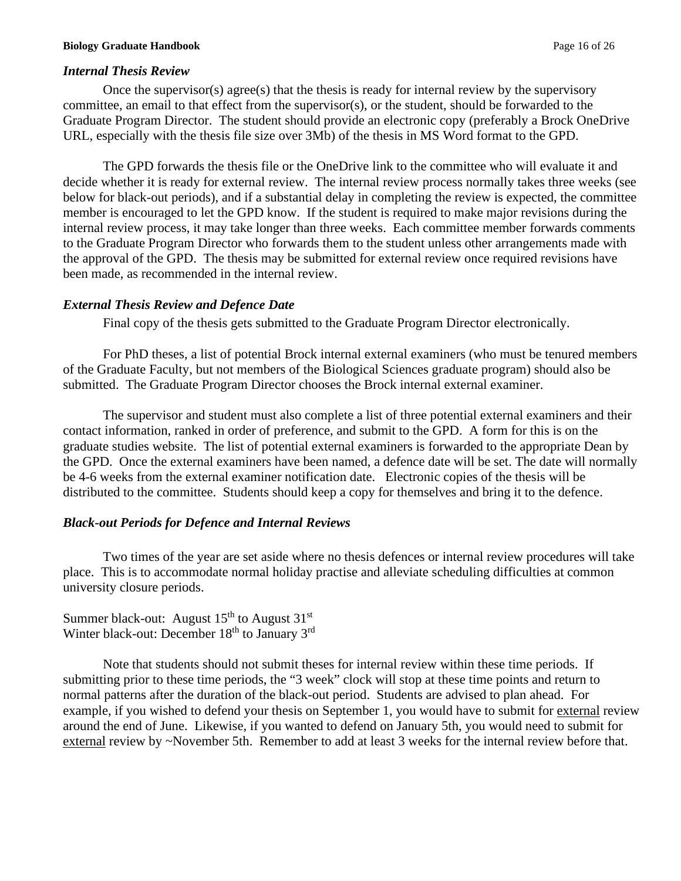### *Internal Thesis Review*

Once the supervisor(s) agree(s) that the thesis is ready for internal review by the supervisory committee, an email to that effect from the supervisor(s), or the student, should be forwarded to the Graduate Program Director. The student should provide an electronic copy (preferably a Brock OneDrive URL, especially with the thesis file size over 3Mb) of the thesis in MS Word format to the GPD.

The GPD forwards the thesis file or the OneDrive link to the committee who will evaluate it and decide whether it is ready for external review. The internal review process normally takes three weeks (see below for black-out periods), and if a substantial delay in completing the review is expected, the committee member is encouraged to let the GPD know. If the student is required to make major revisions during the internal review process, it may take longer than three weeks. Each committee member forwards comments to the Graduate Program Director who forwards them to the student unless other arrangements made with the approval of the GPD. The thesis may be submitted for external review once required revisions have been made, as recommended in the internal review.

### *External Thesis Review and Defence Date*

Final copy of the thesis gets submitted to the Graduate Program Director electronically.

For PhD theses, a list of potential Brock internal external examiners (who must be tenured members of the Graduate Faculty, but not members of the Biological Sciences graduate program) should also be submitted. The Graduate Program Director chooses the Brock internal external examiner.

The supervisor and student must also complete a list of three potential external examiners and their contact information, ranked in order of preference, and submit to the GPD. A form for this is on the graduate studies website. The list of potential external examiners is forwarded to the appropriate Dean by the GPD. Once the external examiners have been named, a defence date will be set. The date will normally be 4-6 weeks from the external examiner notification date. Electronic copies of the thesis will be distributed to the committee. Students should keep a copy for themselves and bring it to the defence.

### *Black-out Periods for Defence and Internal Reviews*

Two times of the year are set aside where no thesis defences or internal review procedures will take place. This is to accommodate normal holiday practise and alleviate scheduling difficulties at common university closure periods.

Summer black-out: August 15th to August 31st
Winter black-out: December 18th to January 3rd

Note that students should not submit theses for internal review within these time periods. If submitting prior to these time periods, the "3 week" clock will stop at these time points and return to normal patterns after the duration of the black-out period. Students are advised to plan ahead. For example, if you wished to defend your thesis on September 1, you would have to submit for <u>external</u> review around the end of June. Likewise, if you wanted to defend on January 5th, you would need to submit for <u>external</u> review by ~November 5th. Remember to add at least 3 weeks for the internal review before that.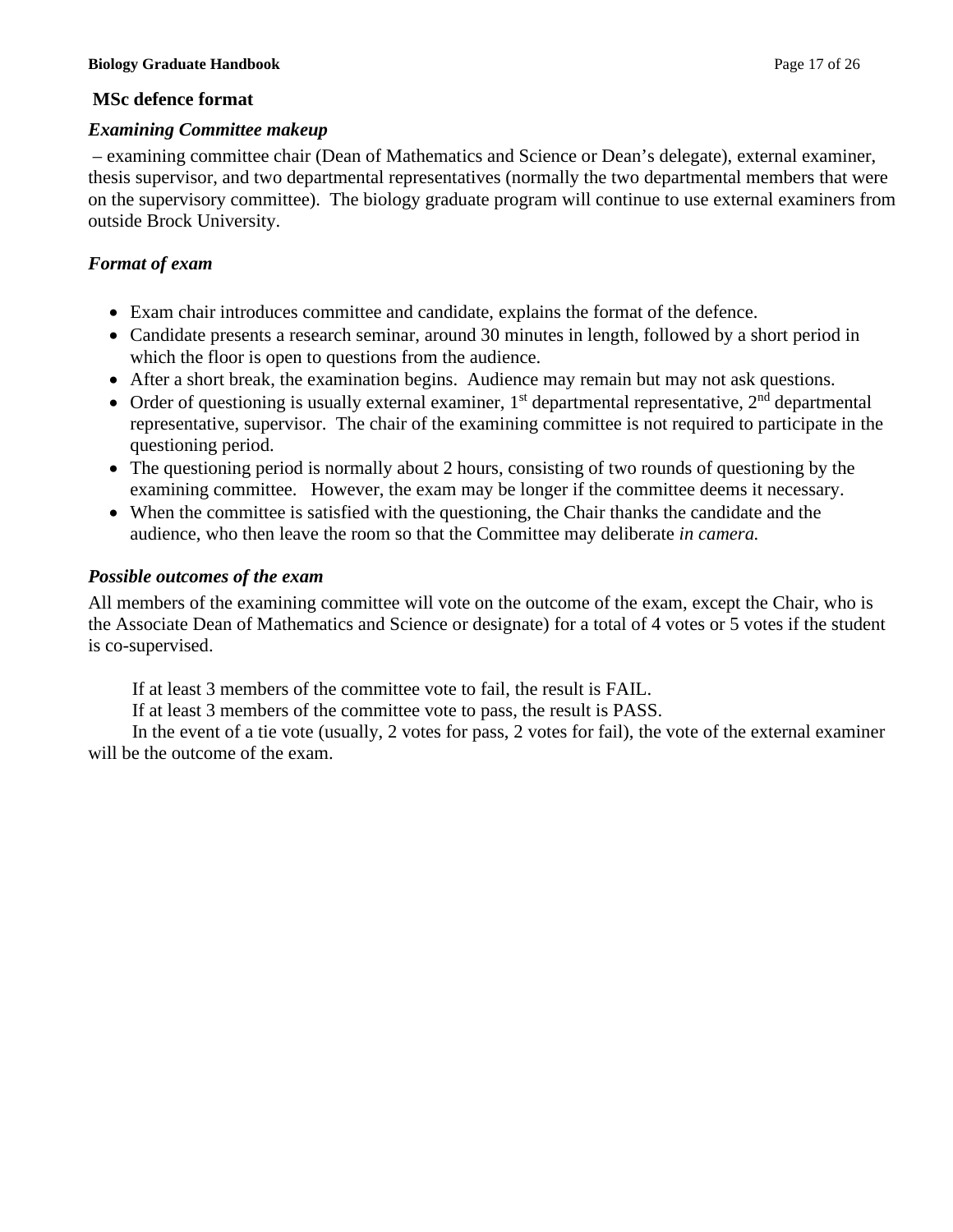## MSc defence format

### *Examining Committee makeup*

– examining committee chair (Dean of Mathematics and Science or Dean's delegate), external examiner, thesis supervisor, and two departmental representatives (normally the two departmental members that were on the supervisory committee). The biology graduate program will continue to use external examiners from outside Brock University.

### *Format of exam*

- Exam chair introduces committee and candidate, explains the format of the defence.
- Candidate presents a research seminar, around 30 minutes in length, followed by a short period in which the floor is open to questions from the audience.
- After a short break, the examination begins. Audience may remain but may not ask questions.
- Order of questioning is usually external examiner, 1st departmental representative, 2nd departmental representative, supervisor. The chair of the examining committee is not required to participate in the questioning period.
- The questioning period is normally about 2 hours, consisting of two rounds of questioning by the examining committee. However, the exam may be longer if the committee deems it necessary.
- When the committee is satisfied with the questioning, the Chair thanks the candidate and the audience, who then leave the room so that the Committee may deliberate *in camera.*

### *Possible outcomes of the exam*

All members of the examining committee will vote on the outcome of the exam, except the Chair, who is the Associate Dean of Mathematics and Science or designate) for a total of 4 votes or 5 votes if the student is co-supervised.

If at least 3 members of the committee vote to fail, the result is FAIL.

If at least 3 members of the committee vote to pass, the result is PASS.

In the event of a tie vote (usually, 2 votes for pass, 2 votes for fail), the vote of the external examiner will be the outcome of the exam.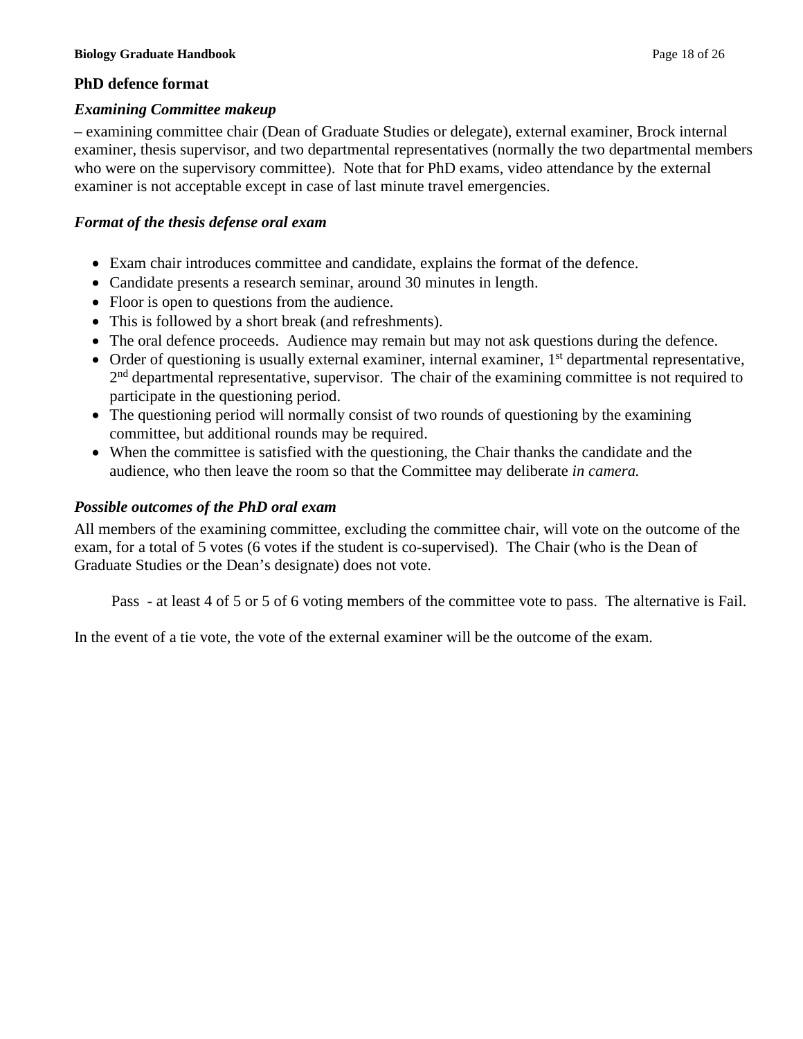## PhD defence format

### *Examining Committee makeup*

– examining committee chair (Dean of Graduate Studies or delegate), external examiner, Brock internal examiner, thesis supervisor, and two departmental representatives (normally the two departmental members who were on the supervisory committee). Note that for PhD exams, video attendance by the external examiner is not acceptable except in case of last minute travel emergencies.

### *Format of the thesis defense oral exam*

- Exam chair introduces committee and candidate, explains the format of the defence.
- Candidate presents a research seminar, around 30 minutes in length.
- Floor is open to questions from the audience.
- This is followed by a short break (and refreshments).
- The oral defence proceeds. Audience may remain but may not ask questions during the defence.
- Order of questioning is usually external examiner, internal examiner, 1st departmental representative, 2nd departmental representative, supervisor. The chair of the examining committee is not required to participate in the questioning period.
- The questioning period will normally consist of two rounds of questioning by the examining committee, but additional rounds may be required.
- When the committee is satisfied with the questioning, the Chair thanks the candidate and the audience, who then leave the room so that the Committee may deliberate *in camera.*

### *Possible outcomes of the PhD oral exam*

All members of the examining committee, excluding the committee chair, will vote on the outcome of the exam, for a total of 5 votes (6 votes if the student is co-supervised). The Chair (who is the Dean of Graduate Studies or the Dean's designate) does not vote.

Pass - at least 4 of 5 or 5 of 6 voting members of the committee vote to pass. The alternative is Fail.

In the event of a tie vote, the vote of the external examiner will be the outcome of the exam.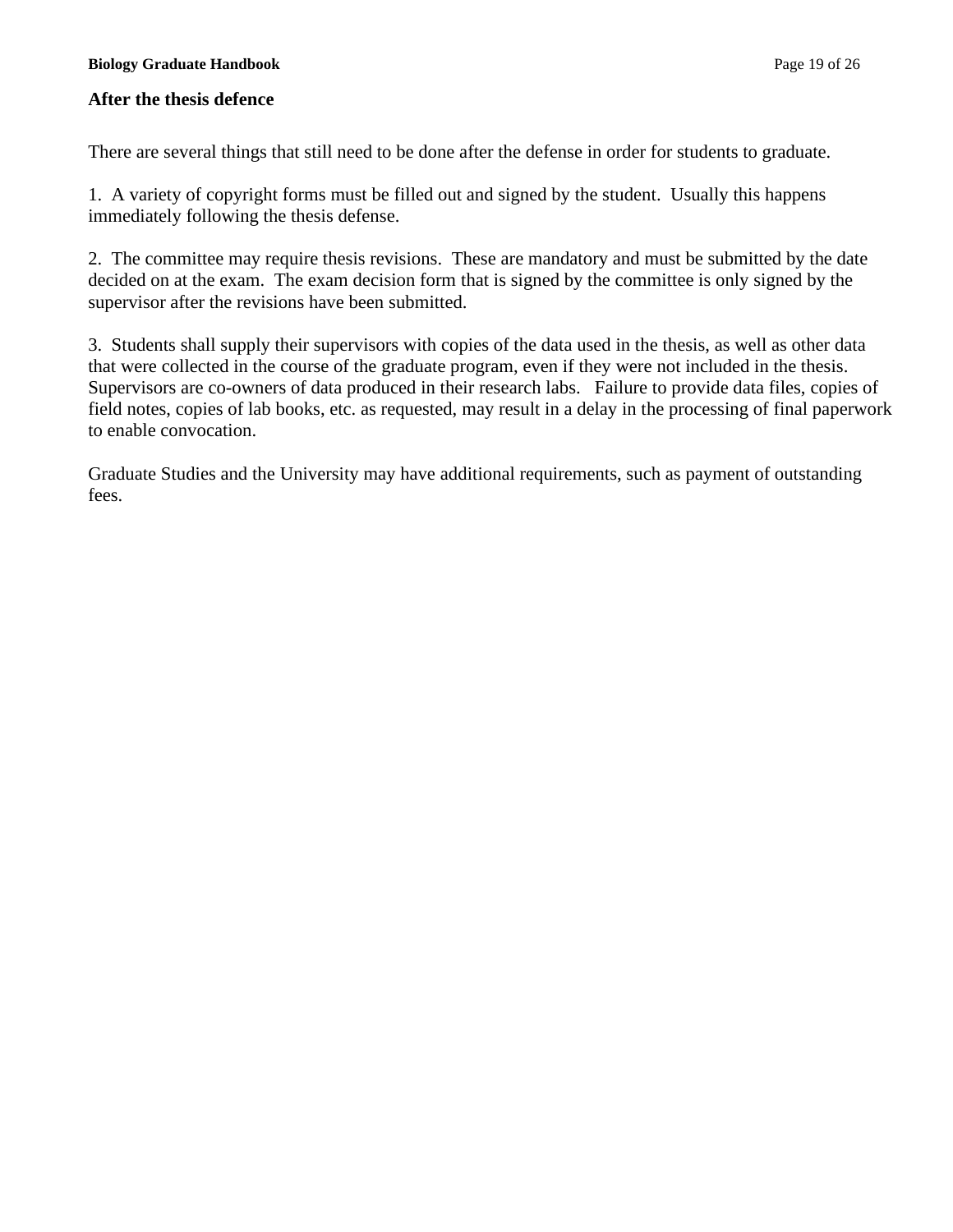## After the thesis defence

There are several things that still need to be done after the defense in order for students to graduate.

1. A variety of copyright forms must be filled out and signed by the student. Usually this happens immediately following the thesis defense.

2. The committee may require thesis revisions. These are mandatory and must be submitted by the date decided on at the exam. The exam decision form that is signed by the committee is only signed by the supervisor after the revisions have been submitted.

3. Students shall supply their supervisors with copies of the data used in the thesis, as well as other data that were collected in the course of the graduate program, even if they were not included in the thesis. Supervisors are co-owners of data produced in their research labs. Failure to provide data files, copies of field notes, copies of lab books, etc. as requested, may result in a delay in the processing of final paperwork to enable convocation.

Graduate Studies and the University may have additional requirements, such as payment of outstanding fees.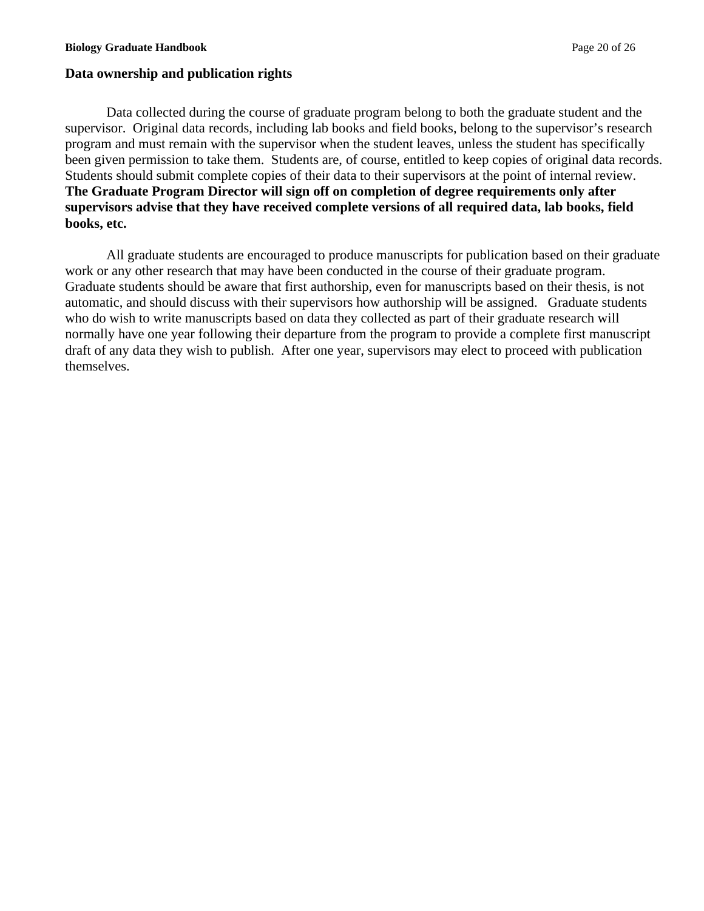## Data ownership and publication rights

Data collected during the course of graduate program belong to both the graduate student and the supervisor. Original data records, including lab books and field books, belong to the supervisor's research program and must remain with the supervisor when the student leaves, unless the student has specifically been given permission to take them. Students are, of course, entitled to keep copies of original data records. Students should submit complete copies of their data to their supervisors at the point of internal review. **The Graduate Program Director will sign off on completion of degree requirements only after supervisors advise that they have received complete versions of all required data, lab books, field books, etc.**

All graduate students are encouraged to produce manuscripts for publication based on their graduate work or any other research that may have been conducted in the course of their graduate program. Graduate students should be aware that first authorship, even for manuscripts based on their thesis, is not automatic, and should discuss with their supervisors how authorship will be assigned. Graduate students who do wish to write manuscripts based on data they collected as part of their graduate research will normally have one year following their departure from the program to provide a complete first manuscript draft of any data they wish to publish. After one year, supervisors may elect to proceed with publication themselves.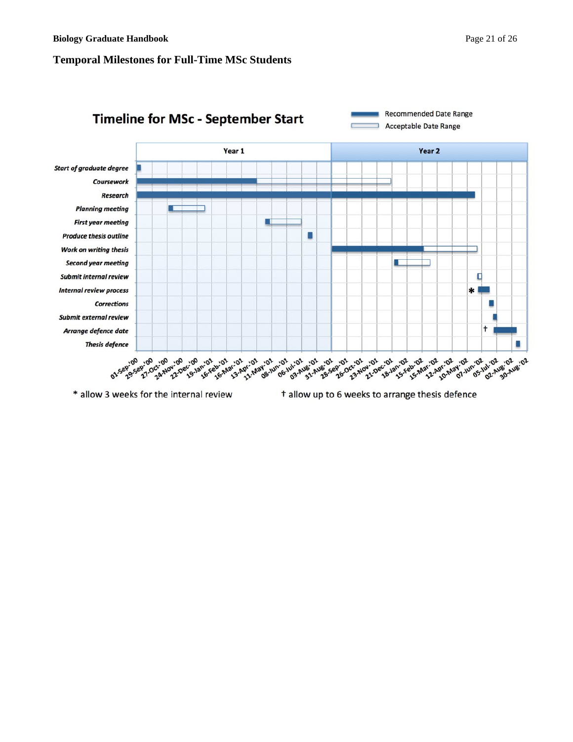## Temporal Milestones for Full-Time MSc Students

**Timeline for MSc - September Start**

Recommended Date Range
Acceptable Date Range

Year 1 | Year 2

*Start of graduate degree*
*Coursework*
*Research*
*Planning meeting*
*First year meeting*
*Produce thesis outline*
*Work on writing thesis*
*Second year meeting*
*Submit internal review*
*Internal review process*
*Corrections*
*Submit external review*
*Arrange defence date*
*Thesis defence*

01-Sep-'00, 29-Sep-'00, 27-Oct-'00, 24-Nov-'00, 22-Dec-'00, 19-Jan-'01, 16-Feb-'01, 16-Mar-'01, 13-Apr-'01, 11-May-'01, 08-Jun-'01, 06-Jul-'01, 03-Aug-'01, 31-Aug-'01, 28-Sep-'01, 26-Oct-'01, 23-Nov-'01, 21-Dec-'01, 18-Jan-'02, 15-Feb-'02, 15-Mar-'02, 12-Apr-'02, 10-May-'02, 07-Jun-'02, 05-Jul-'02, 02-Aug-'02, 30-Aug-'02

* allow 3 weeks for the internal review

† allow up to 6 weeks to arrange thesis defence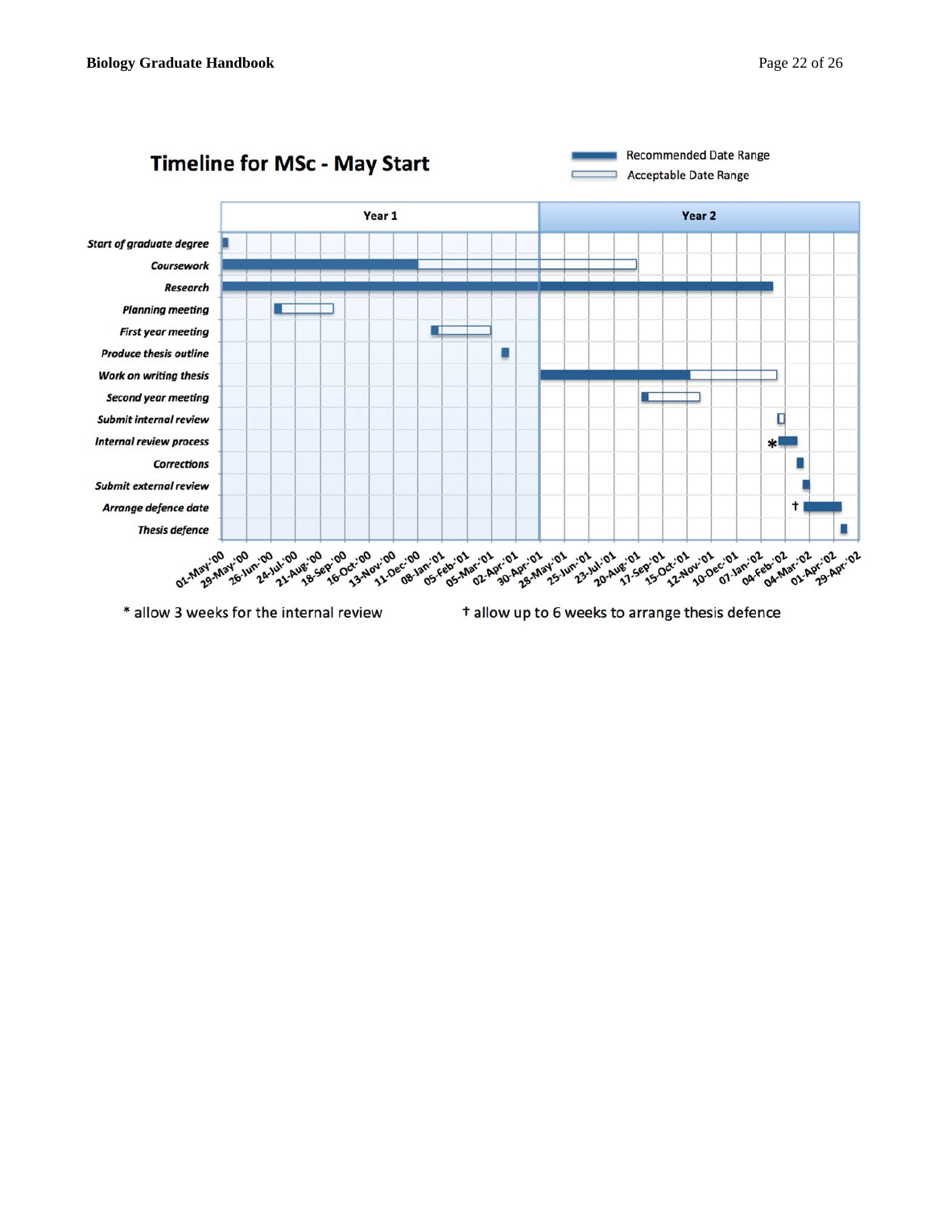## Timeline for MSc - May Start

Recommended Date Range

Acceptable Date Range

| | Year 1 | Year 2 |
|---|---|---|
| *Start of graduate degree* | | |
| *Coursework* | | |
| *Research* | | |
| *Planning meeting* | | |
| *First year meeting* | | |
| *Produce thesis outline* | | |
| *Work on writing thesis* | | |
| *Second year meeting* | | |
| *Submit internal review* | | |
| *Internal review process* | | |
| *Corrections* | | |
| *Submit external review* | | |
| *Arrange defence date* | | |
| *Thesis defence* | | |

01-May-'00, 29-May-'00, 26-Jun-'00, 24-Jul-'00, 21-Aug-'00, 18-Sep-'00, 16-Oct-'00, 13-Nov-'00, 11-Dec-'00, 08-Jan-'01, 05-Feb-'01, 05-Mar-'01, 02-Apr-'01, 30-Apr-'01, 28-May-'01, 25-Jun-'01, 23-Jul-'01, 20-Aug-'01, 17-Sep-'01, 15-Oct-'01, 12-Nov-'01, 10-Dec-'01, 07-Jan-'02, 04-Feb-'02, 04-Mar-'02, 01-Apr-'02, 29-Apr-'02

\* allow 3 weeks for the internal review

† allow up to 6 weeks to arrange thesis defence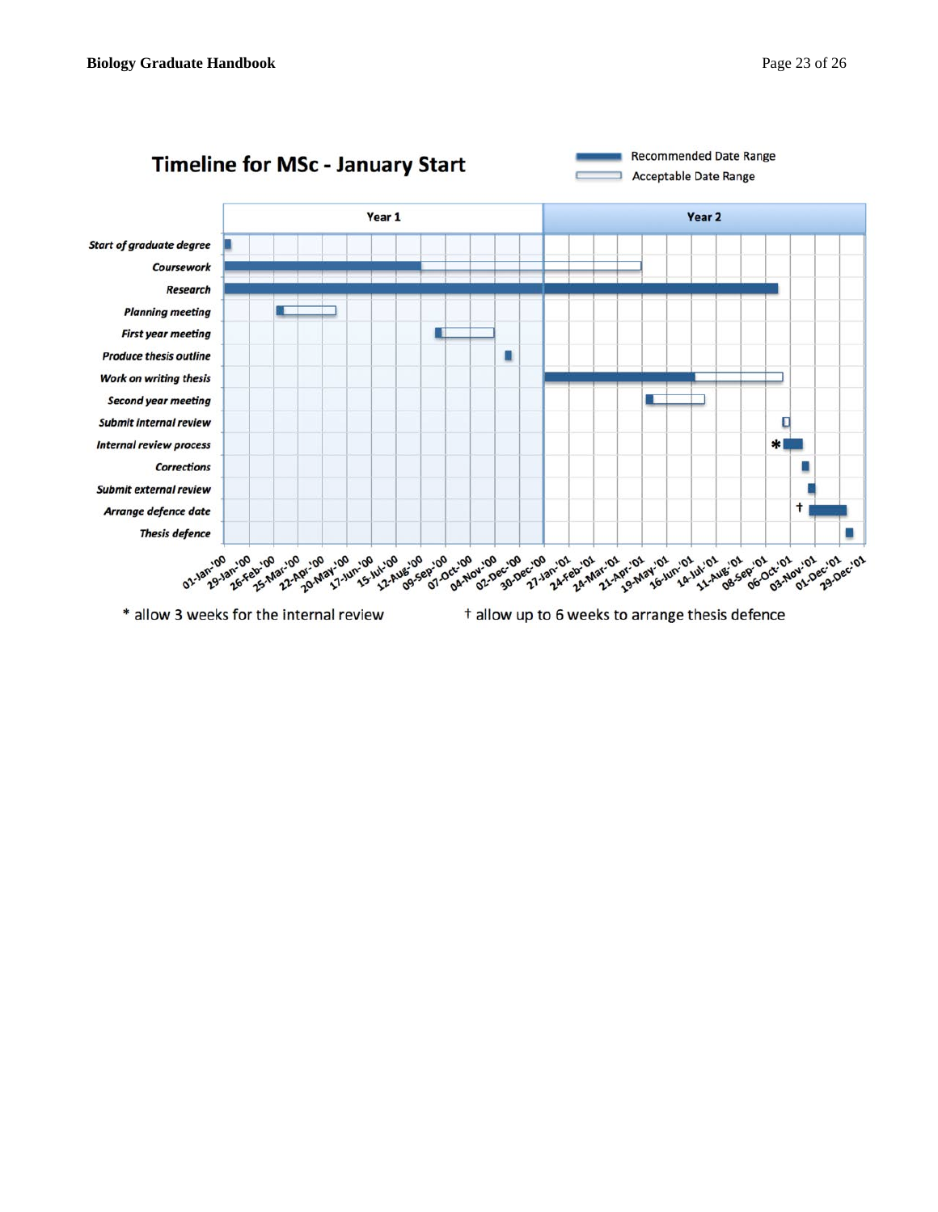## Timeline for MSc - January Start

Recommended Date Range
Acceptable Date Range

Year 1 | Year 2

- Start of graduate degree
- Coursework
- Research
- Planning meeting
- First year meeting
- Produce thesis outline
- Work on writing thesis
- Second year meeting
- Submit internal review
- Internal review process
- Corrections
- Submit external review
- Arrange defence date
- Thesis defence

01-Jan-'00, 29-Jan-'00, 26-Feb-'00, 25-Mar-'00, 22-Apr-'00, 20-May-'00, 17-Jun-'00, 15-Jul-'00, 12-Aug-'00, 09-Sep-'00, 07-Oct-'00, 04-Nov-'00, 02-Dec-'00, 30-Dec-'00, 27-Jan-'01, 24-Feb-'01, 24-Mar-'01, 21-Apr-'01, 19-May-'01, 16-Jun-'01, 14-Jul-'01, 11-Aug-'01, 08-Sep-'01, 06-Oct-'01, 03-Nov-'01, 01-Dec-'01, 29-Dec-'01

* allow 3 weeks for the internal review

† allow up to 6 weeks to arrange thesis defence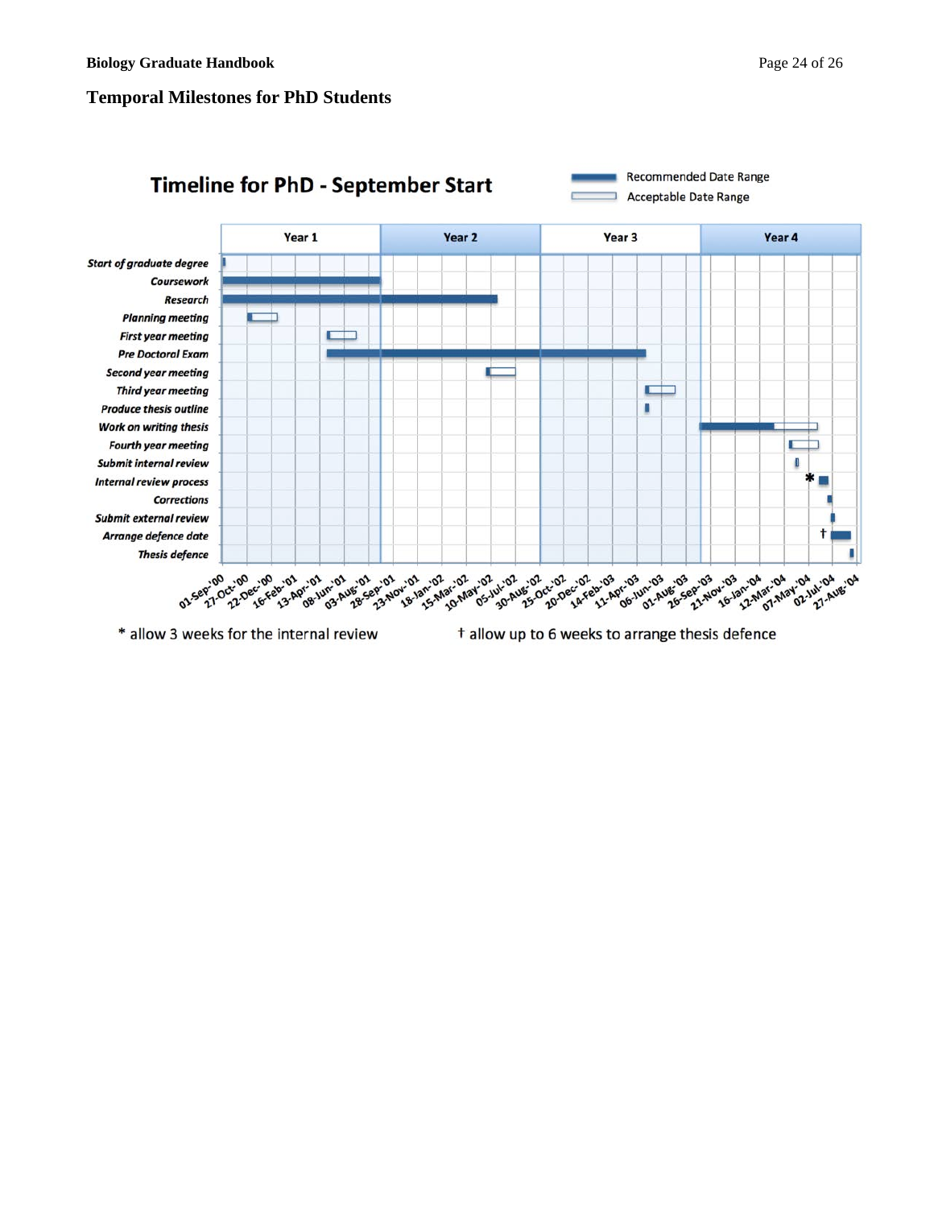## Temporal Milestones for PhD Students

### Timeline for PhD - September Start

Legend: Recommended Date Range; Acceptable Date Range

Years: Year 1 | Year 2 | Year 3 | Year 4

Rows:
- Start of graduate degree
- Coursework
- Research
- Planning meeting
- First year meeting
- Pre Doctoral Exam
- Second year meeting
- Third year meeting
- Produce thesis outline
- Work on writing thesis
- Fourth year meeting
- Submit internal review
- Internal review process *
- Corrections
- Submit external review
- Arrange defence date †
- Thesis defence

Dates: 01-Sep-'00, 27-Oct-'00, 22-Dec-'00, 16-Feb-'01, 13-Apr-'01, 08-Jun-'01, 03-Aug-'01, 28-Sep-'01, 23-Nov-'01, 18-Jan-'02, 15-Mar-'02, 10-May-'02, 05-Jul-'02, 30-Aug-'02, 25-Oct-'02, 20-Dec-'02, 14-Feb-'03, 11-Apr-'03, 06-Jun-'03, 01-Aug-'03, 26-Sep-'03, 21-Nov-'03, 16-Jan-'04, 12-Mar-'04, 07-May-'04, 02-Jul-'04, 27-Aug-'04

\* allow 3 weeks for the internal review

† allow up to 6 weeks to arrange thesis defence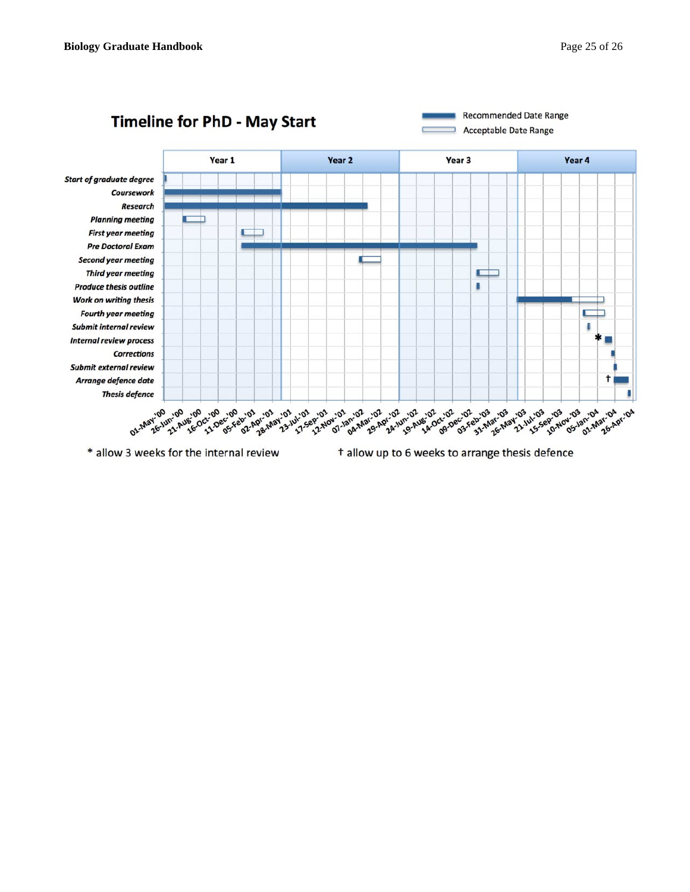## Timeline for PhD - May Start

Recommended Date Range
Acceptable Date Range

| | Year 1 | Year 2 | Year 3 | Year 4 |
|---|---|---|---|---|

Start of graduate degree
Coursework
Research
Planning meeting
First year meeting
Pre Doctoral Exam
Second year meeting
Third year meeting
Produce thesis outline
Work on writing thesis
Fourth year meeting
Submit internal review
Internal review process
Corrections
Submit external review
Arrange defence date
Thesis defence

01-May-'00, 26-Jun-'00, 21-Aug-'00, 16-Oct-'00, 11-Dec-'00, 05-Feb-'01, 02-Apr-'01, 28-May-'01, 23-Jul-'01, 17-Sep-'01, 12-Nov-'01, 07-Jan-'02, 04-Mar-'02, 29-Apr-'02, 24-Jun-'02, 19-Aug-'02, 14-Oct-'02, 09-Dec-'02, 03-Feb-'03, 31-Mar-'03, 26-May-'03, 21-Jul-'03, 15-Sep-'03, 10-Nov-'03, 05-Jan-'04, 01-Mar-'04, 26-Apr-'04

* allow 3 weeks for the internal review

† allow up to 6 weeks to arrange thesis defence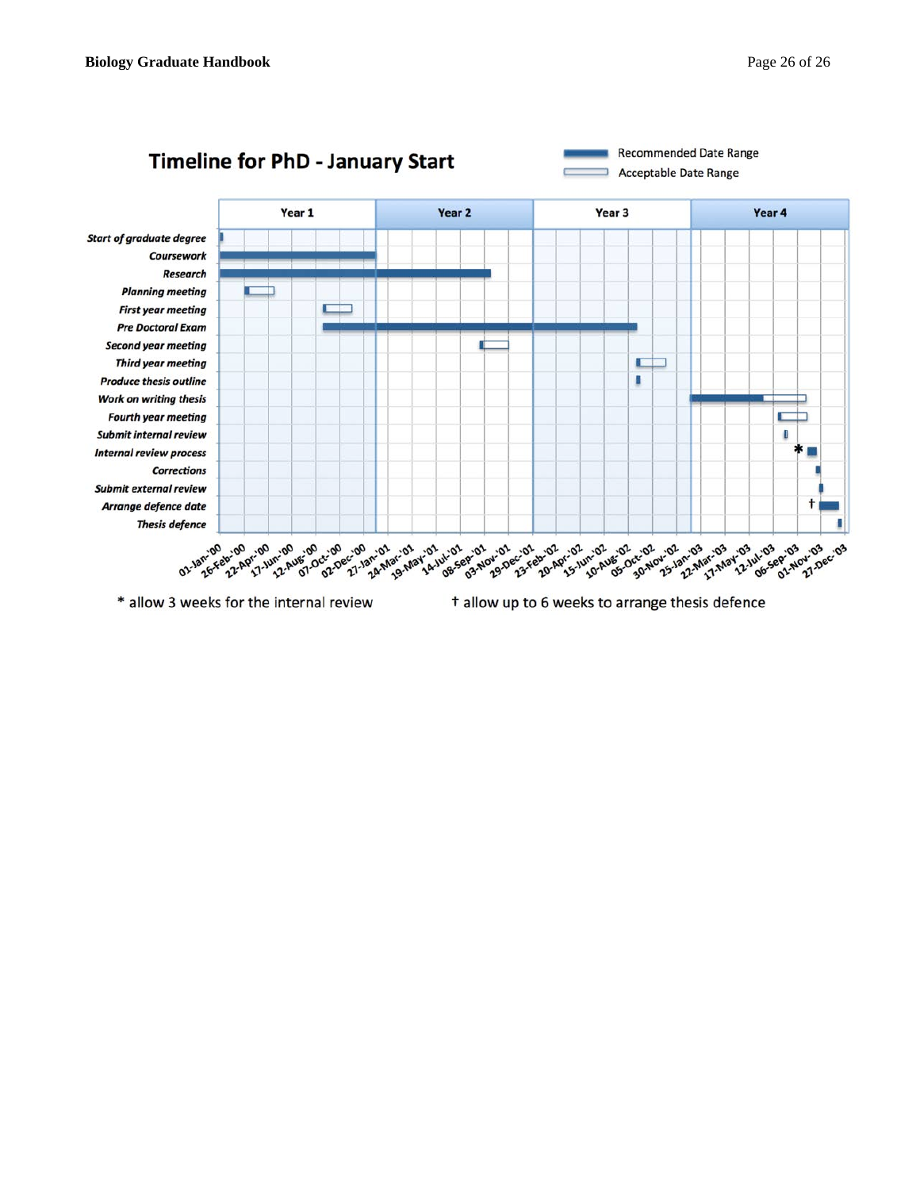## Timeline for PhD - January Start

Recommended Date Range

Acceptable Date Range

Year 1

Year 2

Year 3

Year 4

Start of graduate degree

Coursework

Research

Planning meeting

First year meeting

Pre Doctoral Exam

Second year meeting

Third year meeting

Produce thesis outline

Work on writing thesis

Fourth year meeting

Submit internal review

Internal review process

Corrections

Submit external review

Arrange defence date

Thesis defence

01-Jan-'00 26-Feb-'00 22-Apr-'00 17-Jun-'00 12-Aug-'00 07-Oct-'00 02-Dec-'00 27-Jan-'01 24-Mar-'01 19-May-'01 14-Jul-'01 08-Sep-'01 03-Nov-'01 29-Dec-'01 23-Feb-'02 20-Apr-'02 15-Jun-'02 10-Aug-'02 05-Oct-'02 30-Nov-'02 25-Jan-'03 22-Mar-'03 17-May-'03 12-Jul-'03 06-Sep-'03 01-Nov-'03 27-Dec-'03

* allow 3 weeks for the internal review

† allow up to 6 weeks to arrange thesis defence